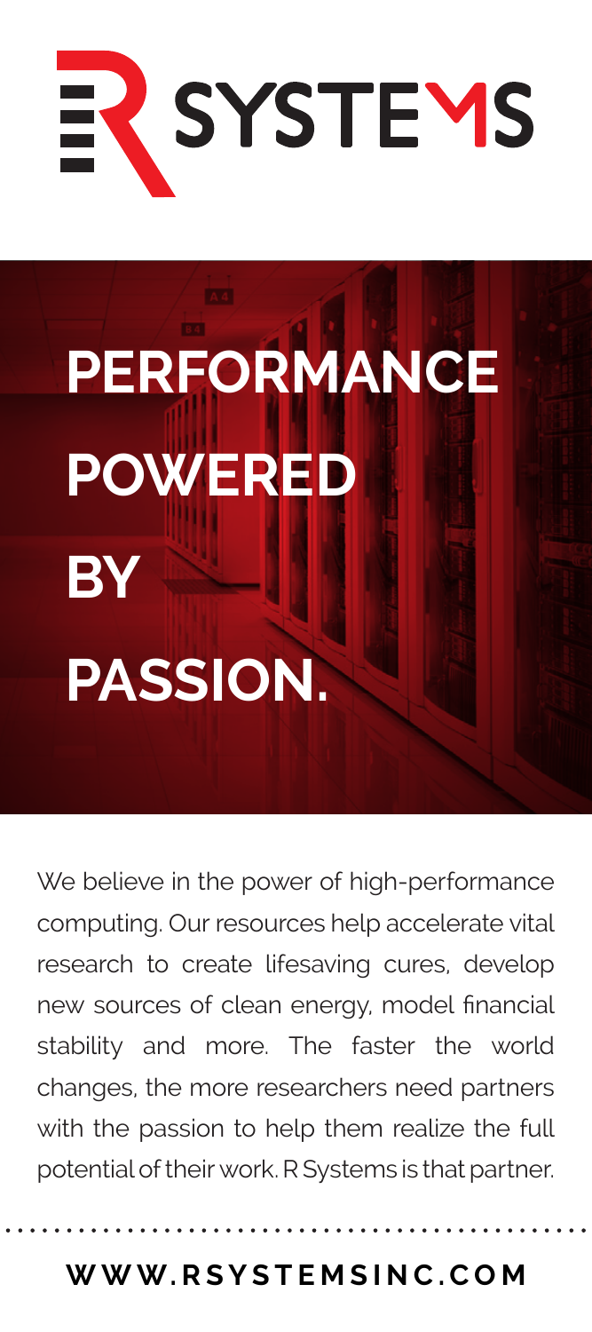# R SYSTEMS

# PERFORMANCE POWERED BY PASSION.

We believe in the power of high-performance computing. Our resources help accelerate vital research to create lifesaving cures, develop new sources of clean energy, model financial stability and more. The faster the world changes, the more researchers need partners with the passion to help them realize the full potential of their work. R Systems is that partner.

**WWW.RSYSTEMSINC.COM**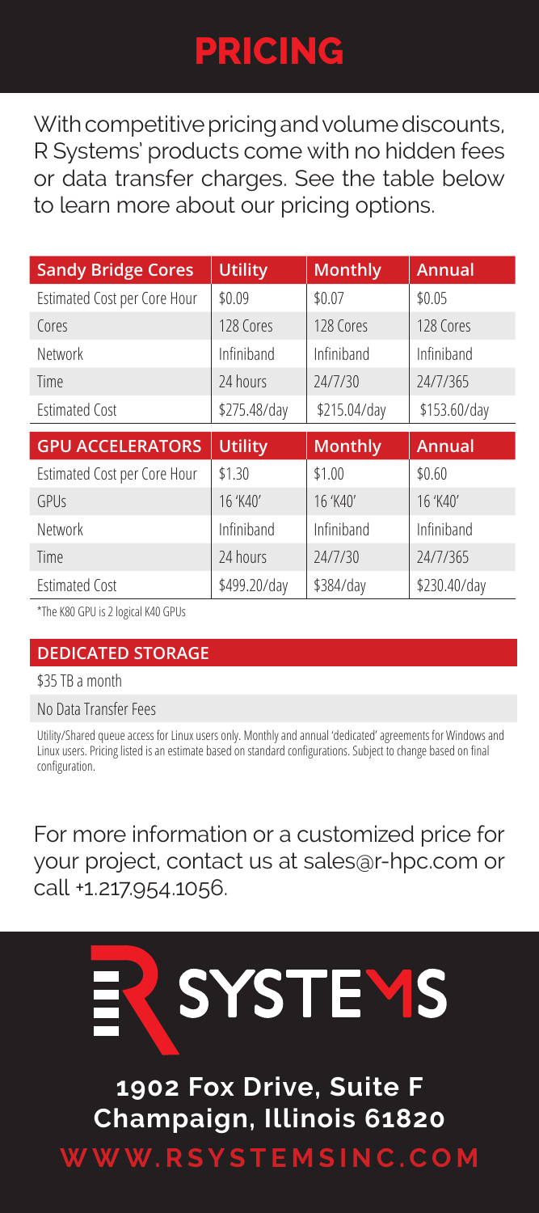# PRICING

With competitive pricing and volume discounts, R Systems' products come with no hidden fees or data transfer charges. See the table below to learn more about our pricing options.

| Sandy Bridge Cores | Utility | Monthly | Annual |
|---|---|---|---|
| Estimated Cost per Core Hour | $0.09 | $0.07 | $0.05 |
| Cores | 128 Cores | 128 Cores | 128 Cores |
| Network | Infiniband | Infiniband | Infiniband |
| Time | 24 hours | 24/7/30 | 24/7/365 |
| Estimated Cost | $275.48/day | $215.04/day | $153.60/day |

| GPU ACCELERATORS | Utility | Monthly | Annual |
|---|---|---|---|
| Estimated Cost per Core Hour | $1.30 | $1.00 | $0.60 |
| GPUs | 16 'K40' | 16 'K40' | 16 'K40' |
| Network | Infiniband | Infiniband | Infiniband |
| Time | 24 hours | 24/7/30 | 24/7/365 |
| Estimated Cost | $499.20/day | $384/day | $230.40/day |

*The K80 GPU is 2 logical K40 GPUs

| DEDICATED STORAGE |
|---|
| $35 TB a month |
| No Data Transfer Fees |

Utility/Shared queue access for Linux users only. Monthly and annual 'dedicated' agreements for Windows and Linux users. Pricing listed is an estimate based on standard configurations. Subject to change based on final configuration.

For more information or a customized price for your project, contact us at sales@r-hpc.com or call +1.217.954.1056.

R SYSTEMS

**1902 Fox Drive, Suite F**
**Champaign, Illinois 61820**

**WWW.RSYSTEMSINC.COM**